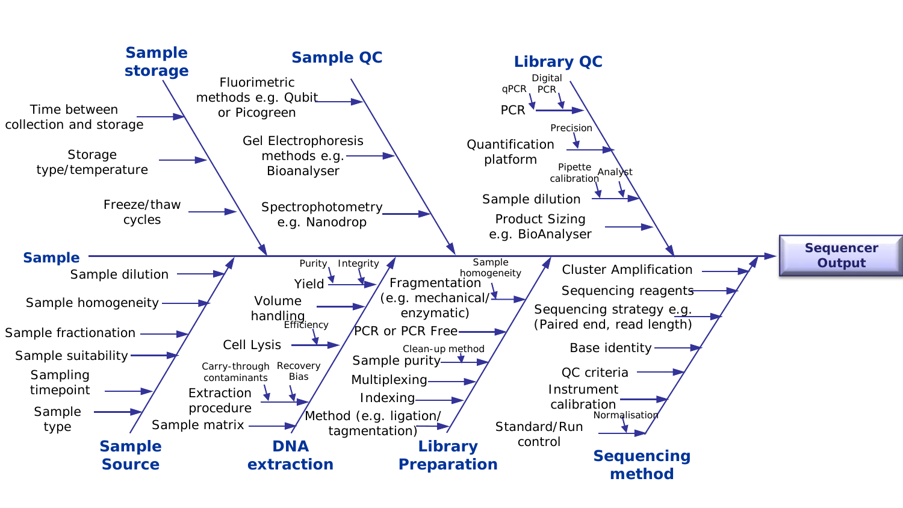# Sequencer Output

## Sample storage
- Time between collection and storage
- Storage type/temperature
- Freeze/thaw cycles

## Sample QC
- Fluorimetric methods e.g. Qubit or Picogreen
- Gel Electrophoresis methods e.g. Bioanalyser
- Spectrophotometry e.g. Nanodrop

## Library QC
- PCR
  - qPCR
  - Digital PCR
- Quantification platform
  - Precision
- Sample dilution
  - Pipette calibration
  - Analyst
- Product Sizing e.g. BioAnalyser

## Sample

## Sample Source
- Sample dilution
- Sample homogeneity
- Sample fractionation
- Sample suitability
- Sampling timepoint
- Sample type

## DNA extraction
- Yield
  - Purity
  - Integrity
- Volume handling
- Cell Lysis
  - Efficiency
- Extraction procedure
  - Carry-through contaminants
  - Recovery Bias
- Sample matrix

## Library Preparation
- Fragmentation (e.g. mechanical/ enzymatic)
  - Sample homogeneity
- PCR or PCR Free
- Sample purity
  - Clean-up method
- Multiplexing
- Indexing
- Method (e.g. ligation/ tagmentation)

## Sequencing method
- Cluster Amplification
- Sequencing reagents
- Sequencing strategy e.g. (Paired end, read length)
- Base identity
- QC criteria
- Instrument calibration
- Standard/Run control
  - Normalisation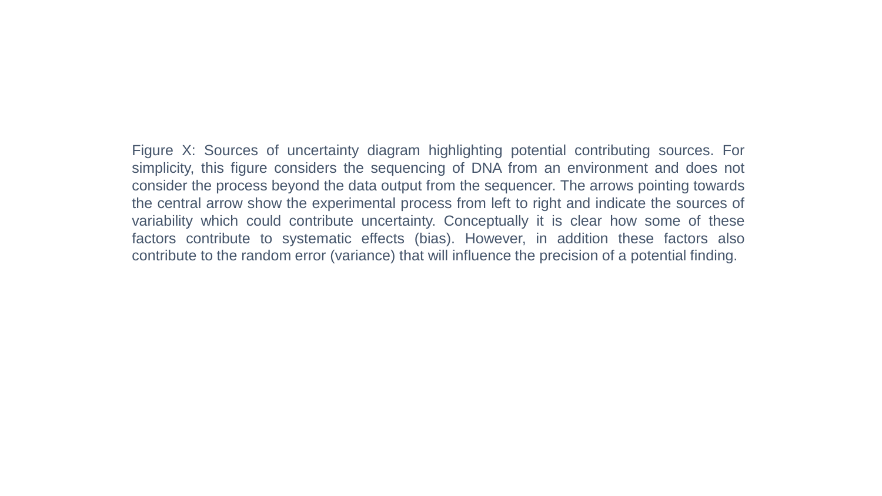Figure X: Sources of uncertainty diagram highlighting potential contributing sources. For simplicity, this figure considers the sequencing of DNA from an environment and does not consider the process beyond the data output from the sequencer. The arrows pointing towards the central arrow show the experimental process from left to right and indicate the sources of variability which could contribute uncertainty. Conceptually it is clear how some of these factors contribute to systematic effects (bias). However, in addition these factors also contribute to the random error (variance) that will influence the precision of a potential finding.